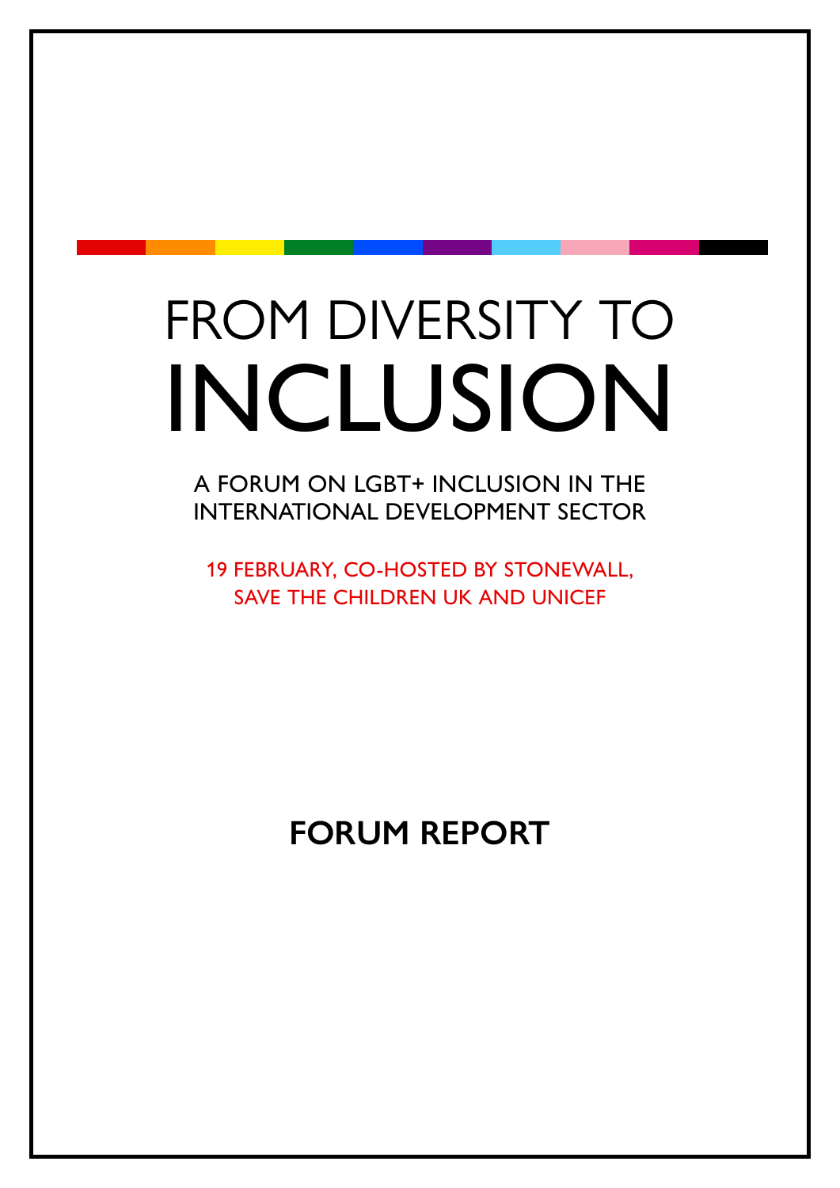# FROM DIVERSITY TO INCLUSION

A FORUM ON LGBT+ INCLUSION IN THE INTERNATIONAL DEVELOPMENT SECTOR

19 FEBRUARY, CO-HOSTED BY STONEWALL, SAVE THE CHILDREN UK AND UNICEF

## FORUM REPORT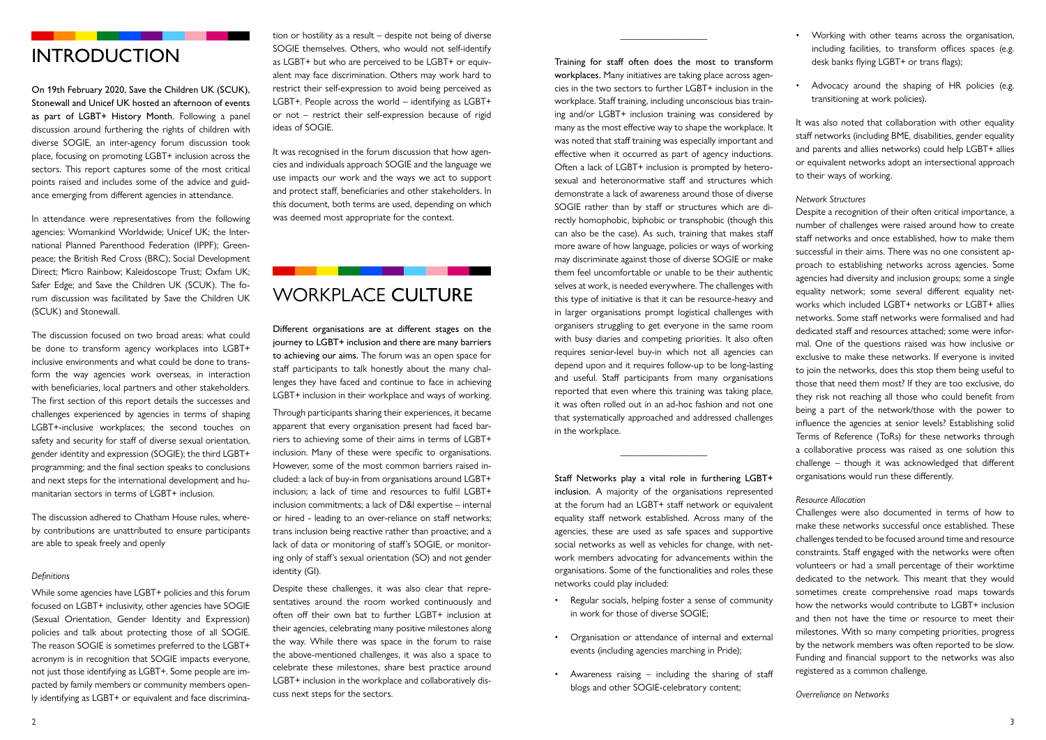# INTRODUCTION

On 19th February 2020, Save the Children UK (SCUK), Stonewall and Unicef UK hosted an afternoon of events as part of LGBT+ History Month. Following a panel discussion around furthering the rights of children with diverse SOGIE, an inter-agency forum discussion took place, focusing on promoting LGBT+ inclusion across the sectors. This report captures some of the most critical points raised and includes some of the advice and guidance emerging from different agencies in attendance.

In attendance were representatives from the following agencies: Womankind Worldwide; Unicef UK; the International Planned Parenthood Federation (IPPF); Greenpeace; the British Red Cross (BRC); Social Development Direct; Micro Rainbow; Kaleidoscope Trust; Oxfam UK; Safer Edge; and Save the Children UK (SCUK). The forum discussion was facilitated by Save the Children UK (SCUK) and Stonewall.

The discussion focused on two broad areas: what could be done to transform agency workplaces into LGBT+ inclusive environments and what could be done to transform the way agencies work overseas, in interaction with beneficiaries, local partners and other stakeholders. The first section of this report details the successes and challenges experienced by agencies in terms of shaping LGBT+-inclusive workplaces; the second touches on safety and security for staff of diverse sexual orientation, gender identity and expression (SOGIE); the third LGBT+ programming; and the final section speaks to conclusions and next steps for the international development and humanitarian sectors in terms of LGBT+ inclusion.

The discussion adhered to Chatham House rules, whereby contributions are unattributed to ensure participants are able to speak freely and openly

*Definitions*

While some agencies have LGBT+ policies and this forum focused on LGBT+ inclusivity, other agencies have SOGIE (Sexual Orientation, Gender Identity and Expression) policies and talk about protecting those of all SOGIE. The reason SOGIE is sometimes preferred to the LGBT+ acronym is in recognition that SOGIE impacts everyone, not just those identifying as LGBT+. Some people are impacted by family members or community members openly identifying as LGBT+ or equivalent and face discrimination or hostility as a result – despite not being of diverse SOGIE themselves. Others, who would not self-identify as LGBT+ but who are perceived to be LGBT+ or equivalent may face discrimination. Others may work hard to restrict their self-expression to avoid being perceived as LGBT+. People across the world – identifying as LGBT+ or not – restrict their self-expression because of rigid ideas of SOGIE.

It was recognised in the forum discussion that how agencies and individuals approach SOGIE and the language we use impacts our work and the ways we act to support and protect staff, beneficiaries and other stakeholders. In this document, both terms are used, depending on which was deemed most appropriate for the context.

# WORKPLACE **CULTURE**

**Different organisations are at different stages on the journey to LGBT+ inclusion and there are many barriers to achieving our aims.** The forum was an open space for staff participants to talk honestly about the many challenges they have faced and continue to face in achieving LGBT+ inclusion in their workplace and ways of working.

Through participants sharing their experiences, it became apparent that every organisation present had faced barriers to achieving some of their aims in terms of LGBT+ inclusion. Many of these were specific to organisations. However, some of the most common barriers raised included: a lack of buy-in from organisations around LGBT+ inclusion; a lack of time and resources to fulfil LGBT+ inclusion commitments; a lack of D&I expertise – internal or hired - leading to an over-reliance on staff networks; trans inclusion being reactive rather than proactive; and a lack of data or monitoring of staff's SOGIE, or monitoring only of staff's sexual orientation (SO) and not gender identity (GI).

Despite these challenges, it was also clear that representatives around the room worked continuously and often off their own bat to further LGBT+ inclusion at their agencies, celebrating many positive milestones along the way. While there was space in the forum to raise the above-mentioned challenges, it was also a space to celebrate these milestones, share best practice around LGBT+ inclusion in the workplace and collaboratively discuss next steps for the sectors.

**Training for staff often does the most to transform workplaces.** Many initiatives are taking place across agencies in the two sectors to further LGBT+ inclusion in the workplace. Staff training, including unconscious bias training and/or LGBT+ inclusion training was considered by many as the most effective way to shape the workplace. It was noted that staff training was especially important and effective when it occurred as part of agency inductions. Often a lack of LGBT+ inclusion is prompted by heterosexual and heteronormative staff and structures which demonstrate a lack of awareness around those of diverse SOGIE rather than by staff or structures which are directly homophobic, biphobic or transphobic (though this can also be the case). As such, training that makes staff more aware of how language, policies or ways of working may discriminate against those of diverse SOGIE or make them feel uncomfortable or unable to be their authentic selves at work, is needed everywhere. The challenges with this type of initiative is that it can be resource-heavy and in larger organisations prompt logistical challenges with organisers struggling to get everyone in the same room with busy diaries and competing priorities. It also often requires senior-level buy-in which not all agencies can depend upon and it requires follow-up to be long-lasting and useful. Staff participants from many organisations reported that even where this training was taking place, it was often rolled out in an ad-hoc fashion and not one that systematically approached and addressed challenges in the workplace.

**Staff Networks play a vital role in furthering LGBT+ inclusion.** A majority of the organisations represented at the forum had an LGBT+ staff network or equivalent equality staff network established. Across many of the agencies, these are used as safe spaces and supportive social networks as well as vehicles for change, with network members advocating for advancements within the organisations. Some of the functionalities and roles these networks could play included:

- Regular socials, helping foster a sense of community in work for those of diverse SOGIE;
- Organisation or attendance of internal and external events (including agencies marching in Pride);
- Awareness raising – including the sharing of staff blogs and other SOGIE-celebratory content;
- Working with other teams across the organisation, including facilities, to transform offices spaces (e.g. desk banks flying LGBT+ or trans flags);
- Advocacy around the shaping of HR policies (e.g. transitioning at work policies).

It was also noted that collaboration with other equality staff networks (including BME, disabilities, gender equality and parents and allies networks) could help LGBT+ allies or equivalent networks adopt an intersectional approach to their ways of working.

*Network Structures*

Despite a recognition of their often critical importance, a number of challenges were raised around how to create staff networks and once established, how to make them successful in their aims. There was no one consistent approach to establishing networks across agencies. Some agencies had diversity and inclusion groups; some a single equality network; some several different equality networks which included LGBT+ networks or LGBT+ allies networks. Some staff networks were formalised and had dedicated staff and resources attached; some were informal. One of the questions raised was how inclusive or exclusive to make these networks. If everyone is invited to join the networks, does this stop them being useful to those that need them most? If they are too exclusive, do they risk not reaching all those who could benefit from being a part of the network/those with the power to influence the agencies at senior levels? Establishing solid Terms of Reference (ToRs) for these networks through a collaborative process was raised as one solution this challenge – though it was acknowledged that different organisations would run these differently.

*Resource Allocation*

Challenges were also documented in terms of how to make these networks successful once established. These challenges tended to be focused around time and resource constraints. Staff engaged with the networks were often volunteers or had a small percentage of their worktime dedicated to the network. This meant that they would sometimes create comprehensive road maps towards how the networks would contribute to LGBT+ inclusion and then not have the time or resource to meet their milestones. With so many competing priorities, progress by the network members was often reported to be slow. Funding and financial support to the networks was also registered as a common challenge.

*Overreliance on Networks*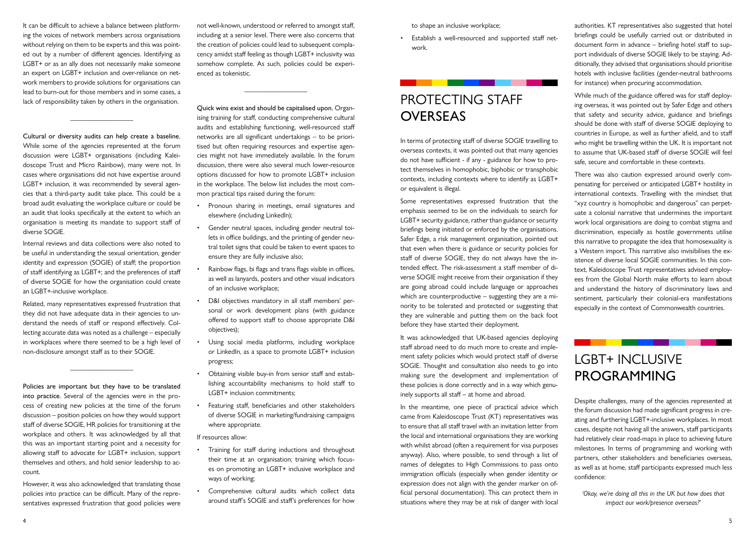It can be difficult to achieve a balance between platforming the voices of network members across organisations without relying on them to be experts and this was pointed out by a number of different agencies. Identifying as LGBT+ or as an ally does not necessarily make someone an expert on LGBT+ inclusion and over-reliance on network members to provide solutions for organisations can lead to burn-out for those members and in some cases, a lack of responsibility taken by others in the organisation.

---

**Cultural or diversity audits can help create a baseline.** While some of the agencies represented at the forum discussion were LGBT+ organisations (including Kaleidoscope Trust and Micro Rainbow), many were not. In cases where organisations did not have expertise around LGBT+ inclusion, it was recommended by several agencies that a third-party audit take place. This could be a broad audit evaluating the workplace culture or could be an audit that looks specifically at the extent to which an organisation is meeting its mandate to support staff of diverse SOGIE.

Internal reviews and data collections were also noted to be useful in understanding the sexual orientation, gender identity and expression (SOGIE) of staff; the proportion of staff identifying as LGBT+; and the preferences of staff of diverse SOGIE for how the organisation could create an LGBT+-inclusive workplace.

Related, many representatives expressed frustration that they did not have adequate data in their agencies to understand the needs of staff or respond effectively. Collecting accurate data was noted as a challenge – especially in workplaces where there seemed to be a high level of non-disclosure amongst staff as to their SOGIE.

---

**Policies are important but they have to be translated into practice.** Several of the agencies were in the process of creating new policies at the time of the forum discussion – position policies on how they would support staff of diverse SOGIE, HR policies for transitioning at the workplace and others. It was acknowledged by all that this was an important starting point and a necessity for allowing staff to advocate for LGBT+ inclusion, support themselves and others, and hold senior leadership to account.

However, it was also acknowledged that translating those policies into practice can be difficult. Many of the representatives expressed frustration that good policies were not well-known, understood or referred to amongst staff, including at a senior level. There were also concerns that the creation of policies could lead to subsequent complacency amidst staff feeling as though LGBT+ inclusivity was somehow complete. As such, policies could be experienced as tokenistic.

---

**Quick wins exist and should be capitalised upon.** Organising training for staff, conducting comprehensive cultural audits and establishing functioning, well-resourced staff networks are all significant undertakings – to be prioritised but often requiring resources and expertise agencies might not have immediately available. In the forum discussion, there were also several much lower-resource options discussed for how to promote LGBT+ inclusion in the workplace. The below list includes the most common practical tips raised during the forum:

- Pronoun sharing in meetings, email signatures and elsewhere (including LinkedIn);
- Gender neutral spaces, including gender neutral toilets in office buildings, and the printing of gender neutral toilet signs that could be taken to event spaces to ensure they are fully inclusive also;
- Rainbow flags, bi flags and trans flags visible in offices, as well as lanyards, posters and other visual indicators of an inclusive workplace;
- D&I objectives mandatory in all staff members' personal or work development plans (with guidance offered to support staff to choose appropriate D&I objectives);
- Using social media platforms, including workplace or LinkedIn, as a space to promote LGBT+ inclusion progress;
- Obtaining visible buy-in from senior staff and establishing accountability mechanisms to hold staff to LGBT+ inclusion commitments;
- Featuring staff, beneficiaries and other stakeholders of diverse SOGIE in marketing/fundraising campaigns where appropriate.

If resources allow:

- Training for staff during inductions and throughout their time at an organisation; training which focuses on promoting an LGBT+ inclusive workplace and ways of working;
- Comprehensive cultural audits which collect data around staff's SOGIE and staff's preferences for how to shape an inclusive workplace;
- Establish a well-resourced and supported staff network.

## PROTECTING STAFF OVERSEAS

In terms of protecting staff of diverse SOGIE travelling to overseas contexts, it was pointed out that many agencies do not have sufficient - if any - guidance for how to protect themselves in homophobic, biphobic or transphobic contexts, including contexts where to identify as LGBT+ or equivalent is illegal.

Some representatives expressed frustration that the emphasis seemed to be on the individuals to search for LGBT+ security guidance, rather than guidance or security briefings being initiated or enforced by the organisations. Safer Edge, a risk management organisation, pointed out that even when there is guidance or security policies for staff of diverse SOGIE, they do not always have the intended effect. The risk-assessment a staff member of diverse SOGIE might receive from their organisation if they are going abroad could include language or approaches which are counterproductive – suggesting they are a minority to be tolerated and protected or suggesting that they are vulnerable and putting them on the back foot before they have started their deployment.

It was acknowledged that UK-based agencies deploying staff abroad need to do much more to create and implement safety policies which would protect staff of diverse SOGIE. Thought and consultation also needs to go into making sure the development and implementation of these policies is done correctly and in a way which genuinely supports all staff – at home and abroad.

In the meantime, one piece of practical advice which came from Kaleidoscope Trust (KT) representatives was to ensure that all staff travel with an invitation letter from the local and international organisations they are working with whilst abroad (often a requirement for visa purposes anyway). Also, where possible, to send through a list of names of delegates to High Commissions to pass onto immigration officials (especially when gender identity or expression does not align with the gender marker on official personal documentation). This can protect them in situations where they may be at risk of danger with local authorities. KT representatives also suggested that hotel briefings could be usefully carried out or distributed in document form in advance – briefing hotel staff to support individuals of diverse SOGIE likely to be staying. Additionally, they advised that organisations should prioritise hotels with inclusive facilities (gender-neutral bathrooms for instance) when procuring accommodation.

While much of the guidance offered was for staff deploying overseas, it was pointed out by Safer Edge and others that safety and security advice, guidance and briefings should be done with staff of diverse SOGIE deploying to countries in Europe, as well as further afield, and to staff who might be travelling within the UK. It is important not to assume that UK-based staff of diverse SOGIE will feel safe, secure and comfortable in these contexts.

There was also caution expressed around overly compensating for perceived or anticipated LGBT+ hostility in international contexts. Travelling with the mindset that "xyz country is homophobic and dangerous" can perpetuate a colonial narrative that undermines the important work local organisations are doing to combat stigma and discrimination, especially as hostile governments utilise this narrative to propagate the idea that homosexuality is a Western import. This narrative also invisibilises the existence of diverse local SOGIE communities. In this context, Kaleidoscope Trust representatives advised employees from the Global North make efforts to learn about and understand the history of discriminatory laws and sentiment, particularly their colonial-era manifestations especially in the context of Commonwealth countries.

## LGBT+ INCLUSIVE PROGRAMMING

Despite challenges, many of the agencies represented at the forum discussion had made significant progress in creating and furthering LGBT+-inclusive workplaces. In most cases, despite not having all the answers, staff participants had relatively clear road-maps in place to achieving future milestones. In terms of programming and working with partners, other stakeholders and beneficiaries overseas, as well as at home, staff participants expressed much less confidence:

*'Okay, we're doing all this in the UK but how does that impact our work/presence overseas?'*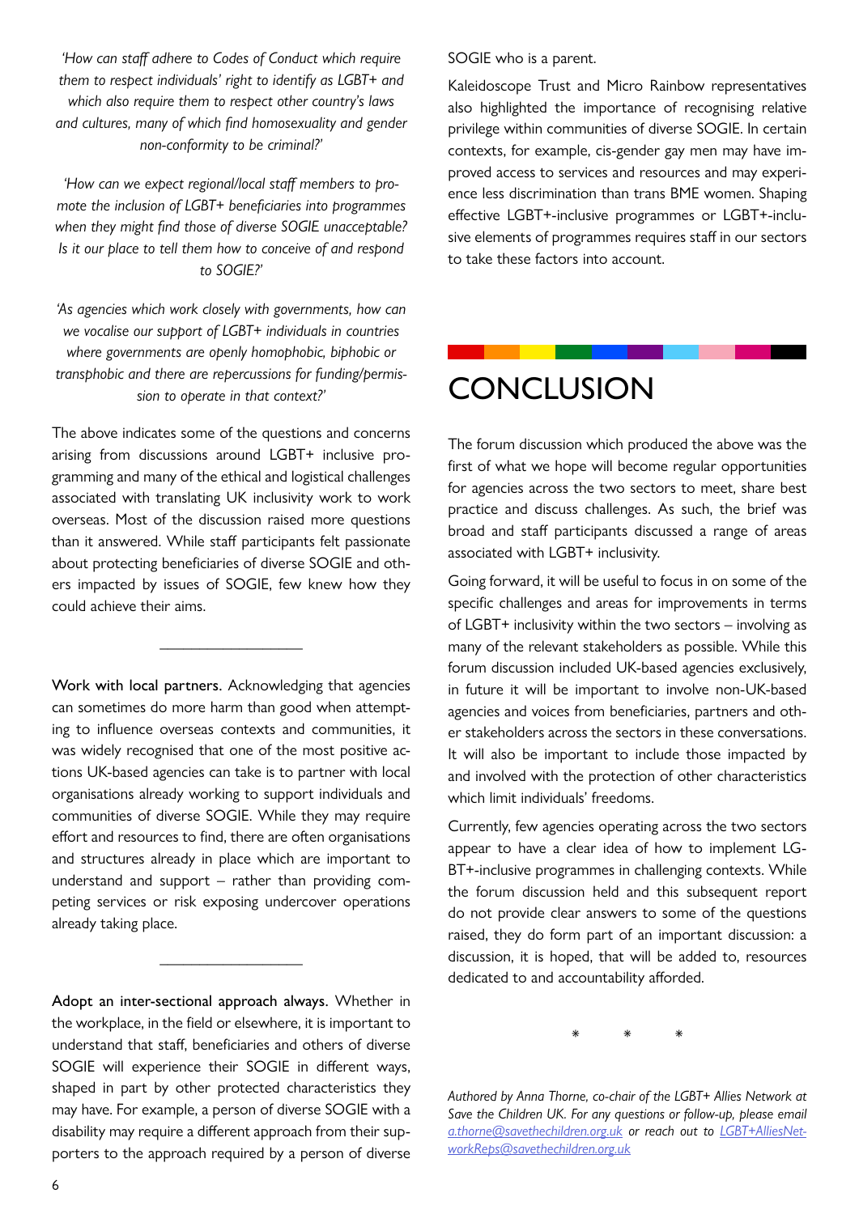*'How can staff adhere to Codes of Conduct which require them to respect individuals' right to identify as LGBT+ and which also require them to respect other country's laws and cultures, many of which find homosexuality and gender non-conformity to be criminal?'*

*'How can we expect regional/local staff members to promote the inclusion of LGBT+ beneficiaries into programmes when they might find those of diverse SOGIE unacceptable? Is it our place to tell them how to conceive of and respond to SOGIE?'*

*'As agencies which work closely with governments, how can we vocalise our support of LGBT+ individuals in countries where governments are openly homophobic, biphobic or transphobic and there are repercussions for funding/permission to operate in that context?'*

The above indicates some of the questions and concerns arising from discussions around LGBT+ inclusive programming and many of the ethical and logistical challenges associated with translating UK inclusivity work to work overseas. Most of the discussion raised more questions than it answered. While staff participants felt passionate about protecting beneficiaries of diverse SOGIE and others impacted by issues of SOGIE, few knew how they could achieve their aims.

---

Work with local partners. Acknowledging that agencies can sometimes do more harm than good when attempting to influence overseas contexts and communities, it was widely recognised that one of the most positive actions UK-based agencies can take is to partner with local organisations already working to support individuals and communities of diverse SOGIE. While they may require effort and resources to find, there are often organisations and structures already in place which are important to understand and support – rather than providing competing services or risk exposing undercover operations already taking place.

---

Adopt an inter-sectional approach always. Whether in the workplace, in the field or elsewhere, it is important to understand that staff, beneficiaries and others of diverse SOGIE will experience their SOGIE in different ways, shaped in part by other protected characteristics they may have. For example, a person of diverse SOGIE with a disability may require a different approach from their supporters to the approach required by a person of diverse SOGIE who is a parent.

Kaleidoscope Trust and Micro Rainbow representatives also highlighted the importance of recognising relative privilege within communities of diverse SOGIE. In certain contexts, for example, cis-gender gay men may have improved access to services and resources and may experience less discrimination than trans BME women. Shaping effective LGBT+-inclusive programmes or LGBT+-inclusive elements of programmes requires staff in our sectors to take these factors into account.

# CONCLUSION

The forum discussion which produced the above was the first of what we hope will become regular opportunities for agencies across the two sectors to meet, share best practice and discuss challenges. As such, the brief was broad and staff participants discussed a range of areas associated with LGBT+ inclusivity.

Going forward, it will be useful to focus in on some of the specific challenges and areas for improvements in terms of LGBT+ inclusivity within the two sectors – involving as many of the relevant stakeholders as possible. While this forum discussion included UK-based agencies exclusively, in future it will be important to involve non-UK-based agencies and voices from beneficiaries, partners and other stakeholders across the sectors in these conversations. It will also be important to include those impacted by and involved with the protection of other characteristics which limit individuals' freedoms.

Currently, few agencies operating across the two sectors appear to have a clear idea of how to implement LGBT+-inclusive programmes in challenging contexts. While the forum discussion held and this subsequent report do not provide clear answers to some of the questions raised, they do form part of an important discussion: a discussion, it is hoped, that will be added to, resources dedicated to and accountability afforded.

\* \* \*

*Authored by Anna Thorne, co-chair of the LGBT+ Allies Network at Save the Children UK. For any questions or follow-up, please email a.thorne@savethechildren.org.uk or reach out to LGBT+AlliesNetworkReps@savethechildren.org.uk*